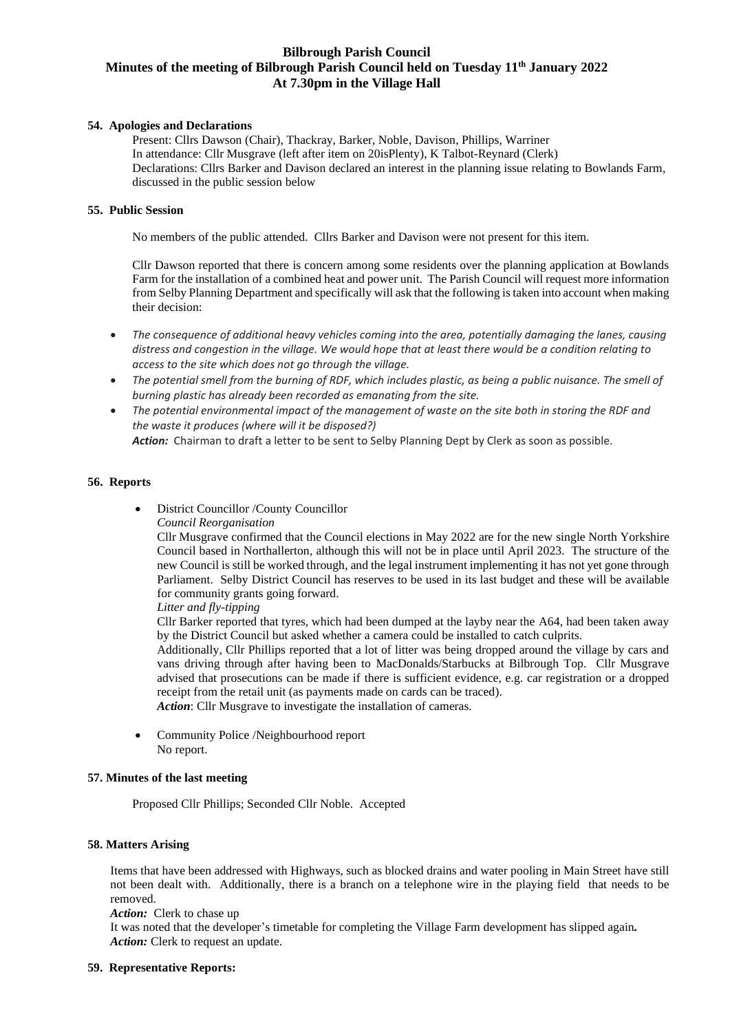# Bilbrough Parish Council
## Minutes of the meeting of Bilbrough Parish Council held on Tuesday 11th January 2022
## At 7.30pm in the Village Hall

### 54. Apologies and Declarations

Present: Cllrs Dawson (Chair), Thackray, Barker, Noble, Davison, Phillips, Warriner
In attendance: Cllr Musgrave (left after item on 20isPlenty), K Talbot-Reynard (Clerk)
Declarations: Cllrs Barker and Davison declared an interest in the planning issue relating to Bowlands Farm, discussed in the public session below

### 55. Public Session

No members of the public attended. Cllrs Barker and Davison were not present for this item.

Cllr Dawson reported that there is concern among some residents over the planning application at Bowlands Farm for the installation of a combined heat and power unit. The Parish Council will request more information from Selby Planning Department and specifically will ask that the following is taken into account when making their decision:

- *The consequence of additional heavy vehicles coming into the area, potentially damaging the lanes, causing distress and congestion in the village. We would hope that at least there would be a condition relating to access to the site which does not go through the village.*
- *The potential smell from the burning of RDF, which includes plastic, as being a public nuisance. The smell of burning plastic has already been recorded as emanating from the site.*
- *The potential environmental impact of the management of waste on the site both in storing the RDF and the waste it produces (where will it be disposed?)*

*Action:* Chairman to draft a letter to be sent to Selby Planning Dept by Clerk as soon as possible.

### 56. Reports

- District Councillor /County Councillor

  *Council Reorganisation*

  Cllr Musgrave confirmed that the Council elections in May 2022 are for the new single North Yorkshire Council based in Northallerton, although this will not be in place until April 2023. The structure of the new Council is still be worked through, and the legal instrument implementing it has not yet gone through Parliament. Selby District Council has reserves to be used in its last budget and these will be available for community grants going forward.

  *Litter and fly-tipping*

  Cllr Barker reported that tyres, which had been dumped at the layby near the A64, had been taken away by the District Council but asked whether a camera could be installed to catch culprits.

  Additionally, Cllr Phillips reported that a lot of litter was being dropped around the village by cars and vans driving through after having been to MacDonalds/Starbucks at Bilbrough Top. Cllr Musgrave advised that prosecutions can be made if there is sufficient evidence, e.g. car registration or a dropped receipt from the retail unit (as payments made on cards can be traced).

  ***Action***: Cllr Musgrave to investigate the installation of cameras.

- Community Police /Neighbourhood report

  No report.

### 57. Minutes of the last meeting

Proposed Cllr Phillips; Seconded Cllr Noble. Accepted

### 58. Matters Arising

Items that have been addressed with Highways, such as blocked drains and water pooling in Main Street have still not been dealt with. Additionally, there is a branch on a telephone wire in the playing field that needs to be removed.

***Action:*** Clerk to chase up

It was noted that the developer's timetable for completing the Village Farm development has slipped again**.**

***Action:*** Clerk to request an update.

### 59. Representative Reports: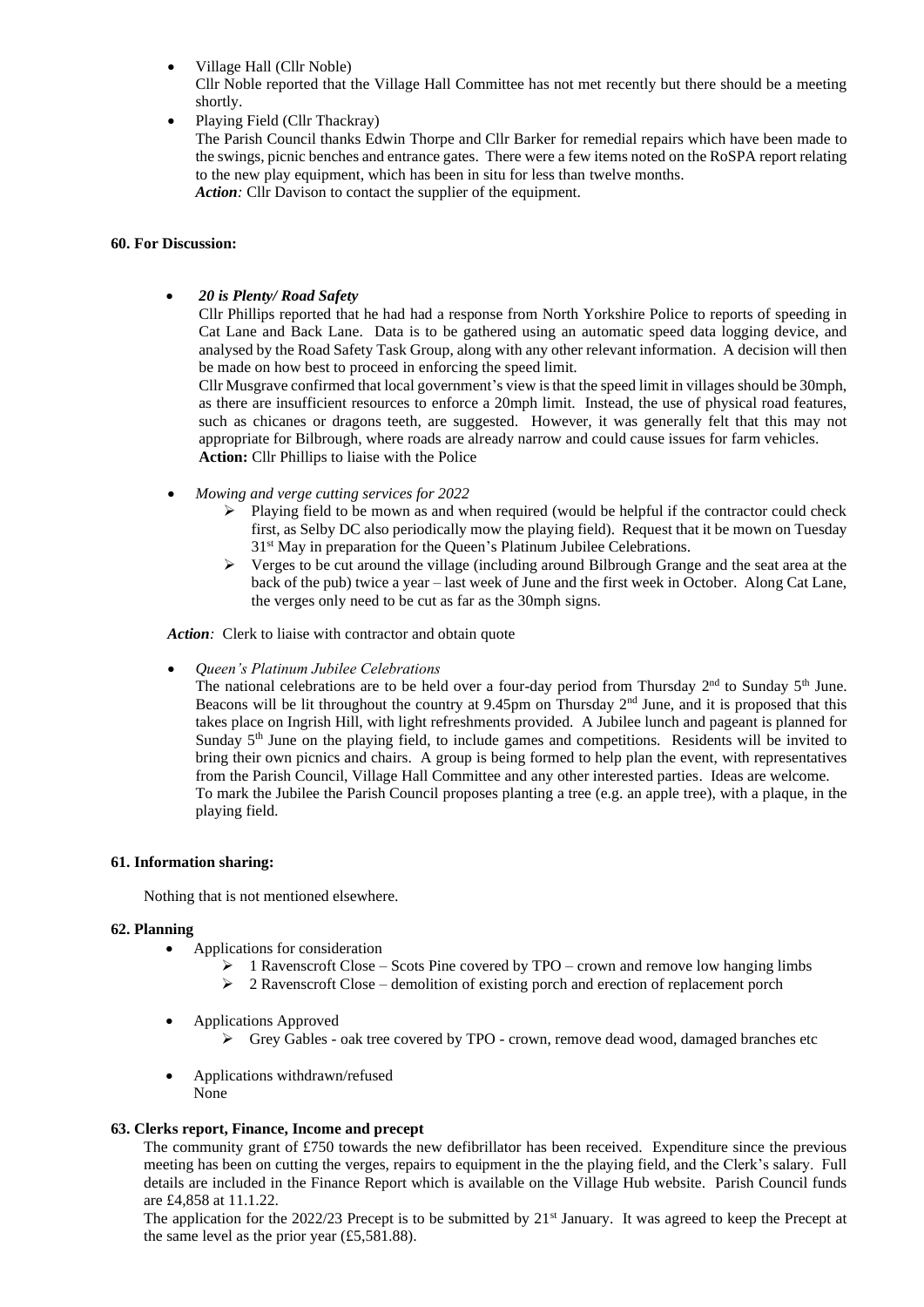- Village Hall (Cllr Noble)
  Cllr Noble reported that the Village Hall Committee has not met recently but there should be a meeting shortly.
- Playing Field (Cllr Thackray)
  The Parish Council thanks Edwin Thorpe and Cllr Barker for remedial repairs which have been made to the swings, picnic benches and entrance gates. There were a few items noted on the RoSPA report relating to the new play equipment, which has been in situ for less than twelve months.
  ***Action:*** Cllr Davison to contact the supplier of the equipment.

**60. For Discussion:**

- ***20 is Plenty/ Road Safety***
  Cllr Phillips reported that he had had a response from North Yorkshire Police to reports of speeding in Cat Lane and Back Lane. Data is to be gathered using an automatic speed data logging device, and analysed by the Road Safety Task Group, along with any other relevant information. A decision will then be made on how best to proceed in enforcing the speed limit.
  Cllr Musgrave confirmed that local government's view is that the speed limit in villages should be 30mph, as there are insufficient resources to enforce a 20mph limit. Instead, the use of physical road features, such as chicanes or dragons teeth, are suggested. However, it was generally felt that this may not appropriate for Bilbrough, where roads are already narrow and could cause issues for farm vehicles.
  **Action:** Cllr Phillips to liaise with the Police

- *Mowing and verge cutting services for 2022*
  - Playing field to be mown as and when required (would be helpful if the contractor could check first, as Selby DC also periodically mow the playing field). Request that it be mown on Tuesday 31st May in preparation for the Queen's Platinum Jubilee Celebrations.
  - Verges to be cut around the village (including around Bilbrough Grange and the seat area at the back of the pub) twice a year – last week of June and the first week in October. Along Cat Lane, the verges only need to be cut as far as the 30mph signs.

***Action:*** Clerk to liaise with contractor and obtain quote

- *Queen's Platinum Jubilee Celebrations*
  The national celebrations are to be held over a four-day period from Thursday 2nd to Sunday 5th June. Beacons will be lit throughout the country at 9.45pm on Thursday 2nd June, and it is proposed that this takes place on Ingrish Hill, with light refreshments provided. A Jubilee lunch and pageant is planned for Sunday 5th June on the playing field, to include games and competitions. Residents will be invited to bring their own picnics and chairs. A group is being formed to help plan the event, with representatives from the Parish Council, Village Hall Committee and any other interested parties. Ideas are welcome.
  To mark the Jubilee the Parish Council proposes planting a tree (e.g. an apple tree), with a plaque, in the playing field.

**61. Information sharing:**

Nothing that is not mentioned elsewhere.

**62. Planning**

- Applications for consideration
  - 1 Ravenscroft Close – Scots Pine covered by TPO – crown and remove low hanging limbs
  - 2 Ravenscroft Close – demolition of existing porch and erection of replacement porch
- Applications Approved
  - Grey Gables - oak tree covered by TPO - crown, remove dead wood, damaged branches etc
- Applications withdrawn/refused
  None

**63. Clerks report, Finance, Income and precept**

The community grant of £750 towards the new defibrillator has been received. Expenditure since the previous meeting has been on cutting the verges, repairs to equipment in the the playing field, and the Clerk's salary. Full details are included in the Finance Report which is available on the Village Hub website. Parish Council funds are £4,858 at 11.1.22.

The application for the 2022/23 Precept is to be submitted by 21st January. It was agreed to keep the Precept at the same level as the prior year (£5,581.88).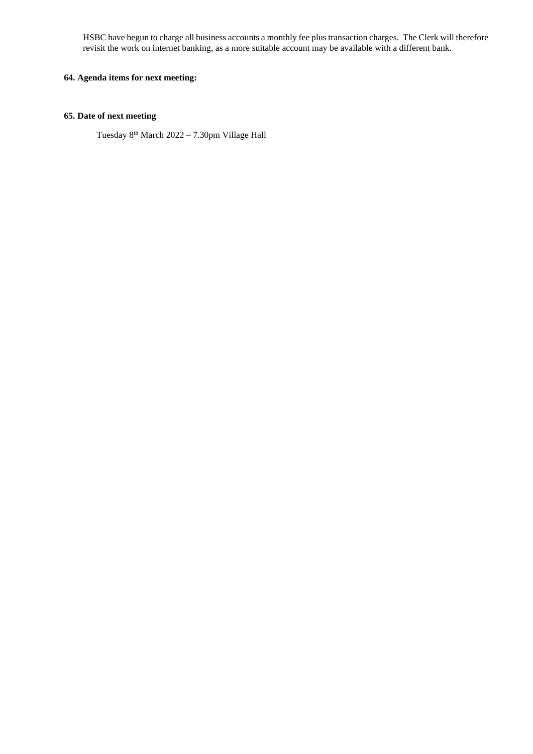HSBC have begun to charge all business accounts a monthly fee plus transaction charges. The Clerk will therefore revisit the work on internet banking, as a more suitable account may be available with a different bank.

**64. Agenda items for next meeting:**

**65. Date of next meeting**

Tuesday 8th March 2022 – 7.30pm Village Hall